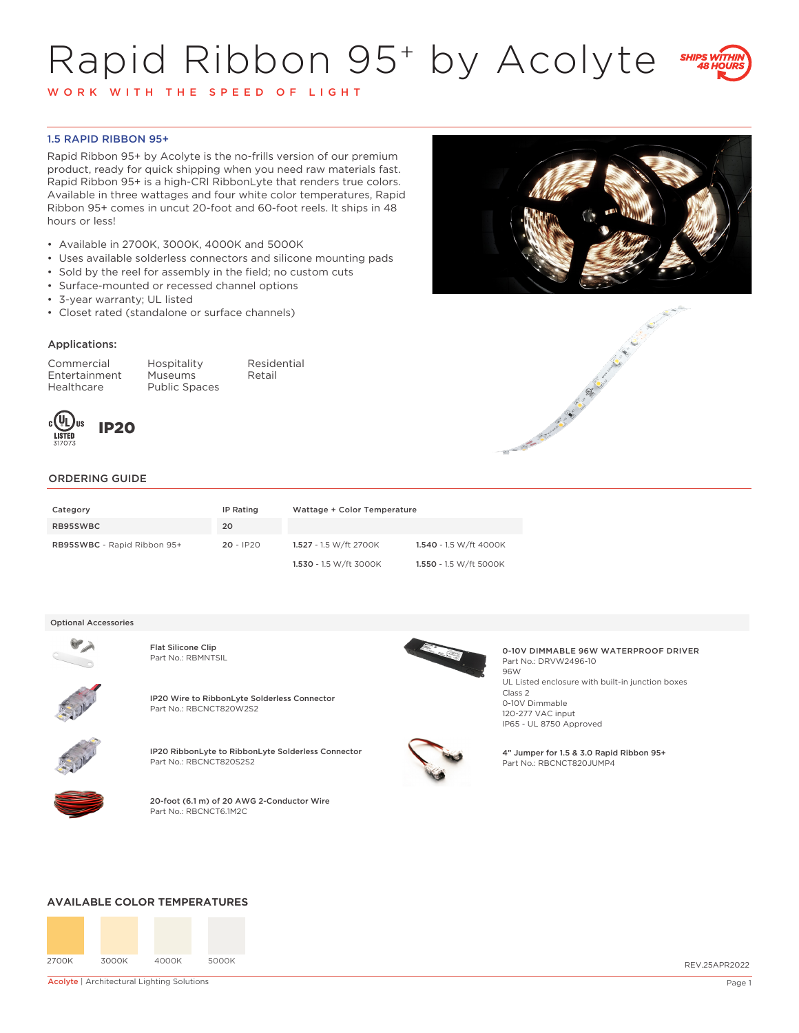# Rapid Ribbon 95+ by Acolyte

WORK WITH THE SPEED OF LIGHT

SHIPS WITHIN 48 HOURS

## 1.5 RAPID RIBBON 95+

Rapid Ribbon 95+ by Acolyte is the no-frills version of our premium product, ready for quick shipping when you need raw materials fast. Rapid Ribbon 95+ is a high-CRI RibbonLyte that renders true colors. Available in three wattages and four white color temperatures, Rapid Ribbon 95+ comes in uncut 20-foot and 60-foot reels. It ships in 48 hours or less!

- Available in 2700K, 3000K, 4000K and 5000K
- Uses available solderless connectors and silicone mounting pads
- Sold by the reel for assembly in the field; no custom cuts
- Surface-mounted or recessed channel options
- 3-year warranty; UL listed
- Closet rated (standalone or surface channels)

### Applications:

| | | |
|---|---|---|
| Commercial | Hospitality | Residential |
| Entertainment | Museums | Retail |
| Healthcare | Public Spaces | |

c UL us LISTED 317073

**IP20**

## ORDERING GUIDE

| Category | IP Rating | Wattage + Color Temperature | |
|---|---|---|---|
| RB95SWBC | 20 | | |
| **RB95SWBC** - Rapid Ribbon 95+ | **20** - IP20 | **1.527** - 1.5 W/ft 2700K | **1.540** - 1.5 W/ft 4000K |
| | | **1.530** - 1.5 W/ft 3000K | **1.550** - 1.5 W/ft 5000K |

### Optional Accessories

**Flat Silicone Clip**
Part No.: RBMNTSIL

**IP20 Wire to RibbonLyte Solderless Connector**
Part No.: RBCNCT820W2S2

**IP20 RibbonLyte to RibbonLyte Solderless Connector**
Part No.: RBCNCT820S2S2

**20-foot (6.1 m) of 20 AWG 2-Conductor Wire**
Part No.: RBCNCT6.1M2C

**0-10V DIMMABLE 96W WATERPROOF DRIVER**
Part No.: DRVW2496-10
96W
UL Listed enclosure with built-in junction boxes
Class 2
0-10V Dimmable
120-277 VAC input
IP65 - UL 8750 Approved

**4" Jumper for 1.5 & 3.0 Rapid Ribbon 95+**
Part No.: RBCNCT820JUMP4

## AVAILABLE COLOR TEMPERATURES

2700K | 3000K | 4000K | 5000K

REV.25APR2022

Acolyte | Architectural Lighting Solutions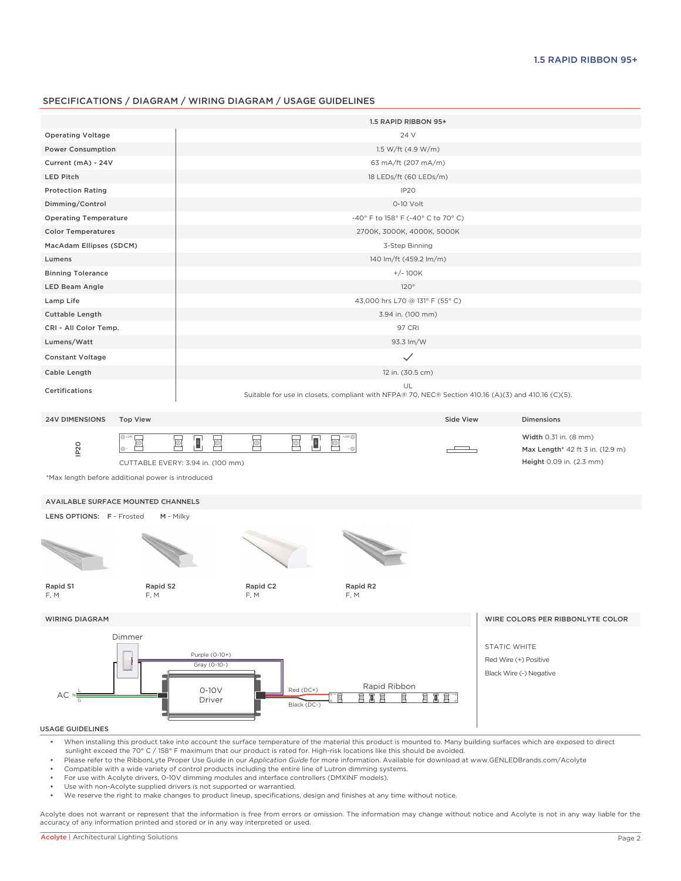## SPECIFICATIONS / DIAGRAM / WIRING DIAGRAM / USAGE GUIDELINES

| | 1.5 RAPID RIBBON 95+ |
|---|---|
| Operating Voltage | 24 V |
| Power Consumption | 1.5 W/ft (4.9 W/m) |
| Current (mA) - 24V | 63 mA/ft (207 mA/m) |
| LED Pitch | 18 LEDs/ft (60 LEDs/m) |
| Protection Rating | IP20 |
| Dimming/Control | 0-10 Volt |
| Operating Temperature | -40° F to 158° F (-40° C to 70° C) |
| Color Temperatures | 2700K, 3000K, 4000K, 5000K |
| MacAdam Ellipses (SDCM) | 3-Step Binning |
| Lumens | 140 lm/ft (459.2 lm/m) |
| Binning Tolerance | +/- 100K |
| LED Beam Angle | 120° |
| Lamp Life | 43,000 hrs L70 @ 131° F (55° C) |
| Cuttable Length | 3.94 in. (100 mm) |
| CRI - All Color Temp. | 97 CRI |
| Lumens/Watt | 93.3 lm/W |
| Constant Voltage | ✓ |
| Cable Length | 12 in. (30.5 cm) |
| Certifications | UL<br>Suitable for use in closets, compliant with NFPA® 70, NEC® Section 410.16 (A)(3) and 410.16 (C)(5). |

### 24V DIMENSIONS

IP20

Top View

CUTTABLE EVERY: 3.94 in. (100 mm)

Side View

Dimensions

**Width** 0.31 in. (8 mm)
**Max Length*** 42 ft 3 in. (12.9 m)
**Height** 0.09 in. (2.3 mm)

*Max length before additional power is introduced

### AVAILABLE SURFACE MOUNTED CHANNELS

**LENS OPTIONS:** **F** - Frosted **M** - Milky

**Rapid S1**
F, M

**Rapid S2**
F, M

**Rapid C2**
F, M

**Rapid R2**
F, M

### WIRING DIAGRAM

Dimmer

Purple (0-10+)
Gray (0-10-)

AC L N G

0-10V Driver

Red (DC+)
Black (DC-)

Rapid Ribbon

### WIRE COLORS PER RIBBONLYTE COLOR

STATIC WHITE

Red Wire (+) Positive

Black Wire (-) Negative

### USAGE GUIDELINES

- When installing this product take into account the surface temperature of the material this product is mounted to. Many building surfaces which are exposed to direct sunlight exceed the 70° C / 158° F maximum that our product is rated for. High-risk locations like this should be avoided.
- Please refer to the RibbonLyte Proper Use Guide in our *Application Guide* for more information. Available for download at www.GENLEDBrands.com/Acolyte
- Compatible with a wide variety of control products including the entire line of Lutron dimming systems.
- For use with Acolyte drivers, 0-10V dimming modules and interface controllers (DMXINF models).
- Use with non-Acolyte supplied drivers is not supported or warrantied.
- We reserve the right to make changes to product lineup, specifications, design and finishes at any time without notice.

Acolyte does not warrant or represent that the information is free from errors or omission. The information may change without notice and Acolyte is not in any way liable for the accuracy of any information printed and stored or in any way interpreted or used.